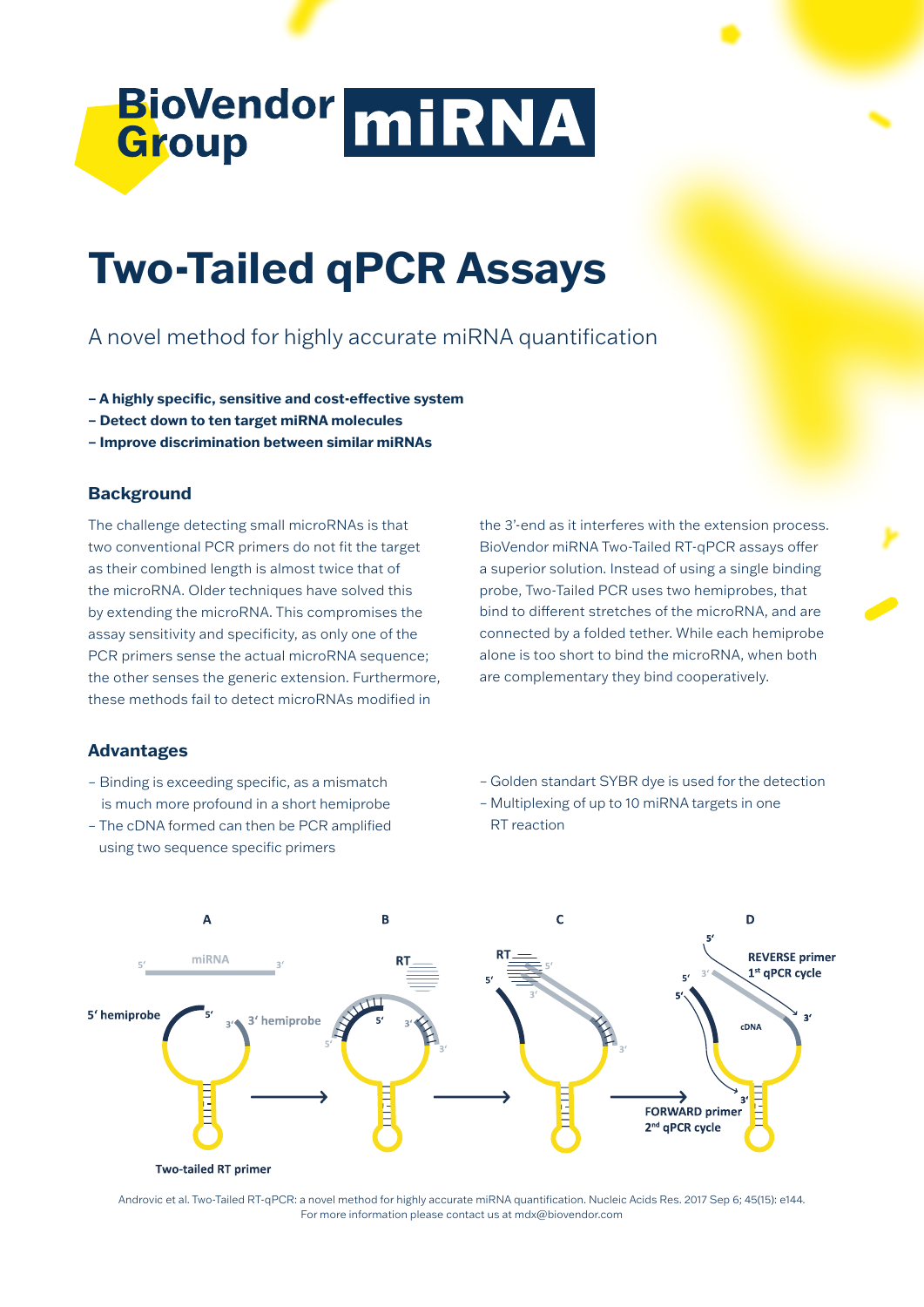BioVendor Group **miRNA**

# Two-Tailed qPCR Assays

A novel method for highly accurate miRNA quantification

**– A highly specific, sensitive and cost-effective system**
**– Detect down to ten target miRNA molecules**
**– Improve discrimination between similar miRNAs**

## Background

The challenge detecting small microRNAs is that two conventional PCR primers do not fit the target as their combined length is almost twice that of the microRNA. Older techniques have solved this by extending the microRNA. This compromises the assay sensitivity and specificity, as only one of the PCR primers sense the actual microRNA sequence; the other senses the generic extension. Furthermore, these methods fail to detect microRNAs modified in the 3'-end as it interferes with the extension process. BioVendor miRNA Two-Tailed RT-qPCR assays offer a superior solution. Instead of using a single binding probe, Two-Tailed PCR uses two hemiprobes, that bind to different stretches of the microRNA, and are connected by a folded tether. While each hemiprobe alone is too short to bind the microRNA, when both are complementary they bind cooperatively.

## Advantages

- Binding is exceeding specific, as a mismatch is much more profound in a short hemiprobe
- The cDNA formed can then be PCR amplified using two sequence specific primers
- Golden standart SYBR dye is used for the detection
- Multiplexing of up to 10 miRNA targets in one RT reaction

A B C D

miRNA 5' 3' · 5' hemiprobe · 3' hemiprobe · Two-tailed RT primer · RT · REVERSE primer 1st qPCR cycle · cDNA · FORWARD primer 2nd qPCR cycle

Androvic et al. Two-Tailed RT-qPCR: a novel method for highly accurate miRNA quantification. Nucleic Acids Res. 2017 Sep 6; 45(15): e144.
For more information please contact us at mdx@biovendor.com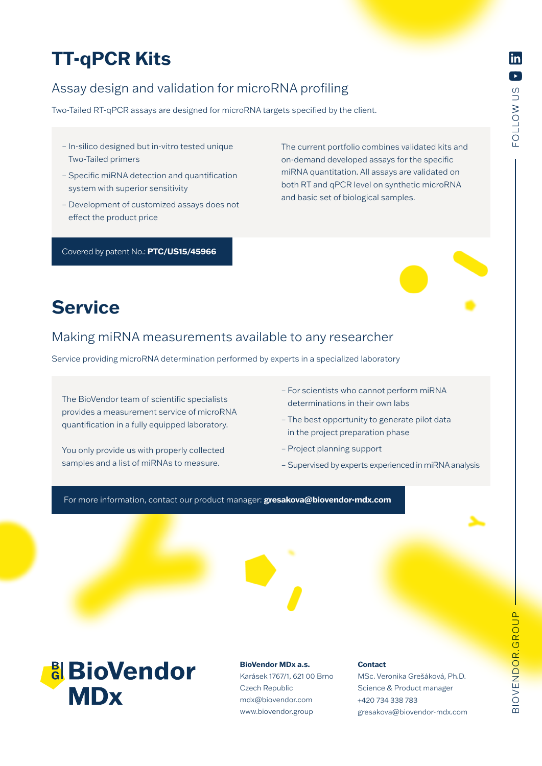# TT-qPCR Kits

## Assay design and validation for microRNA profiling

Two-Tailed RT-qPCR assays are designed for microRNA targets specified by the client.

- In-silico designed but in-vitro tested unique Two-Tailed primers
- Specific miRNA detection and quantification system with superior sensitivity
- Development of customized assays does not effect the product price

The current portfolio combines validated kits and on-demand developed assays for the specific miRNA quantitation. All assays are validated on both RT and qPCR level on synthetic microRNA and basic set of biological samples.

Covered by patent No.: **PTC/US15/45966**

# Service

## Making miRNA measurements available to any researcher

Service providing microRNA determination performed by experts in a specialized laboratory

The BioVendor team of scientific specialists provides a measurement service of microRNA quantification in a fully equipped laboratory.

You only provide us with properly collected samples and a list of miRNAs to measure.

- For scientists who cannot perform miRNA determinations in their own labs
- The best opportunity to generate pilot data in the project preparation phase
- Project planning support
- Supervised by experts experienced in miRNA analysis

For more information, contact our product manager: **gresakova@biovendor-mdx.com**

BioVendor MDx

**BioVendor MDx a.s.**
Karásek 1767/1, 621 00 Brno
Czech Republic
mdx@biovendor.com
www.biovendor.group

**Contact**
MSc. Veronika Grešáková, Ph.D.
Science & Product manager
+420 734 338 783
gresakova@biovendor-mdx.com

FOLLOW US

BIOVENDOR.GROUP